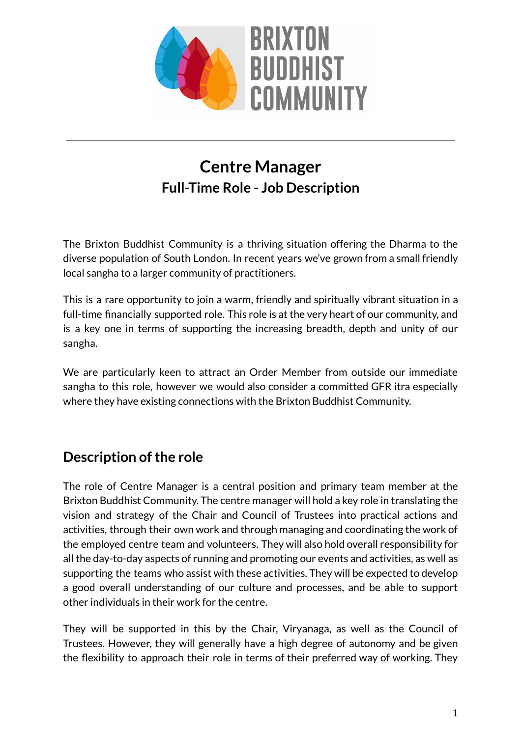BRIXTON BUDDHIST COMMUNITY

# Centre Manager

## Full-Time Role - Job Description

The Brixton Buddhist Community is a thriving situation offering the Dharma to the diverse population of South London. In recent years we've grown from a small friendly local sangha to a larger community of practitioners.

This is a rare opportunity to join a warm, friendly and spiritually vibrant situation in a full-time financially supported role. This role is at the very heart of our community, and is a key one in terms of supporting the increasing breadth, depth and unity of our sangha.

We are particularly keen to attract an Order Member from outside our immediate sangha to this role, however we would also consider a committed GFR itra especially where they have existing connections with the Brixton Buddhist Community.

## Description of the role

The role of Centre Manager is a central position and primary team member at the Brixton Buddhist Community. The centre manager will hold a key role in translating the vision and strategy of the Chair and Council of Trustees into practical actions and activities, through their own work and through managing and coordinating the work of the employed centre team and volunteers. They will also hold overall responsibility for all the day-to-day aspects of running and promoting our events and activities, as well as supporting the teams who assist with these activities. They will be expected to develop a good overall understanding of our culture and processes, and be able to support other individuals in their work for the centre.

They will be supported in this by the Chair, Viryanaga, as well as the Council of Trustees. However, they will generally have a high degree of autonomy and be given the flexibility to approach their role in terms of their preferred way of working. They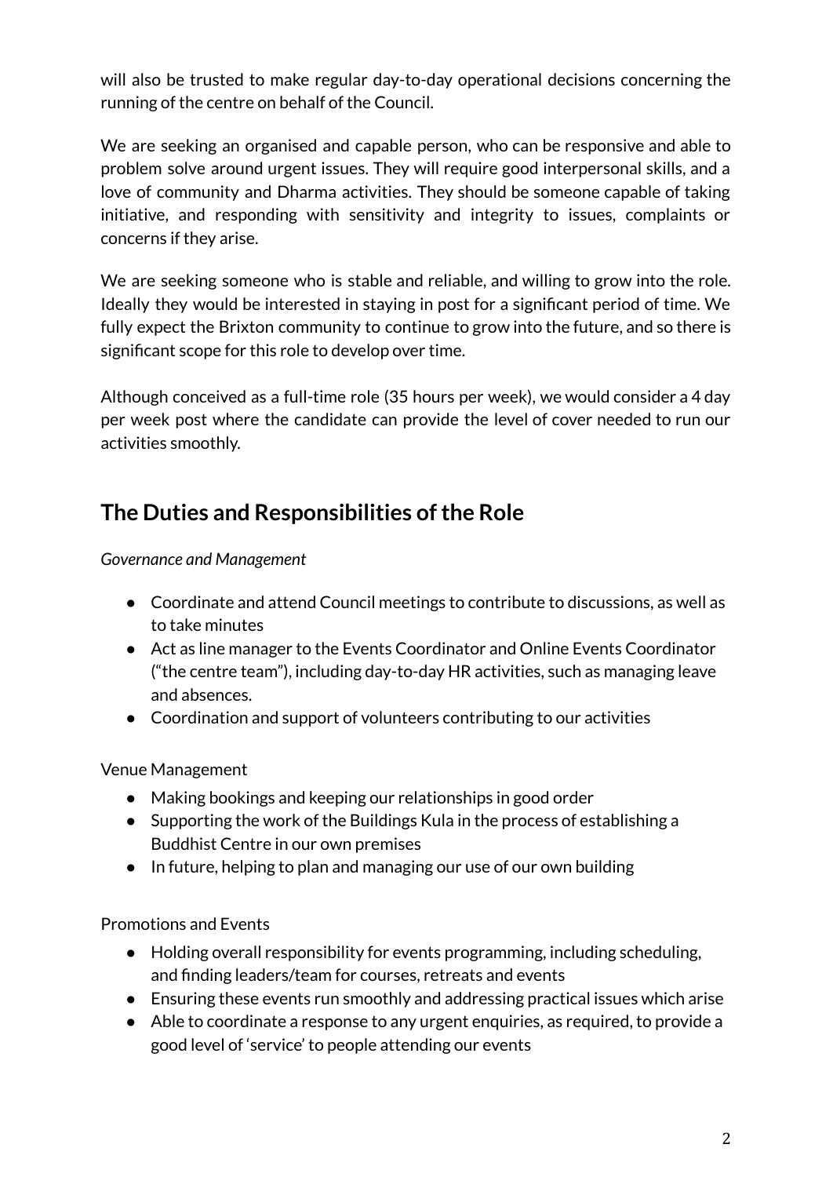will also be trusted to make regular day-to-day operational decisions concerning the running of the centre on behalf of the Council.

We are seeking an organised and capable person, who can be responsive and able to problem solve around urgent issues. They will require good interpersonal skills, and a love of community and Dharma activities. They should be someone capable of taking initiative, and responding with sensitivity and integrity to issues, complaints or concerns if they arise.

We are seeking someone who is stable and reliable, and willing to grow into the role. Ideally they would be interested in staying in post for a significant period of time. We fully expect the Brixton community to continue to grow into the future, and so there is significant scope for this role to develop over time.

Although conceived as a full-time role (35 hours per week), we would consider a 4 day per week post where the candidate can provide the level of cover needed to run our activities smoothly.

## The Duties and Responsibilities of the Role

*Governance and Management*

- Coordinate and attend Council meetings to contribute to discussions, as well as to take minutes
- Act as line manager to the Events Coordinator and Online Events Coordinator ("the centre team"), including day-to-day HR activities, such as managing leave and absences.
- Coordination and support of volunteers contributing to our activities

Venue Management

- Making bookings and keeping our relationships in good order
- Supporting the work of the Buildings Kula in the process of establishing a Buddhist Centre in our own premises
- In future, helping to plan and managing our use of our own building

Promotions and Events

- Holding overall responsibility for events programming, including scheduling, and finding leaders/team for courses, retreats and events
- Ensuring these events run smoothly and addressing practical issues which arise
- Able to coordinate a response to any urgent enquiries, as required, to provide a good level of 'service' to people attending our events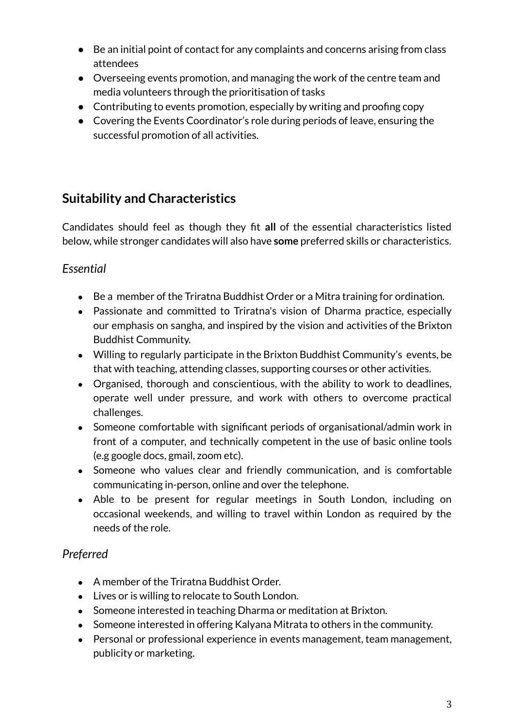- Be an initial point of contact for any complaints and concerns arising from class attendees
- Overseeing events promotion, and managing the work of the centre team and media volunteers through the prioritisation of tasks
- Contributing to events promotion, especially by writing and proofing copy
- Covering the Events Coordinator's role during periods of leave, ensuring the successful promotion of all activities.

## Suitability and Characteristics

Candidates should feel as though they fit **all** of the essential characteristics listed below, while stronger candidates will also have **some** preferred skills or characteristics.

### *Essential*

- Be a member of the Triratna Buddhist Order or a Mitra training for ordination.
- Passionate and committed to Triratna's vision of Dharma practice, especially our emphasis on sangha, and inspired by the vision and activities of the Brixton Buddhist Community.
- Willing to regularly participate in the Brixton Buddhist Community's events, be that with teaching, attending classes, supporting courses or other activities.
- Organised, thorough and conscientious, with the ability to work to deadlines, operate well under pressure, and work with others to overcome practical challenges.
- Someone comfortable with significant periods of organisational/admin work in front of a computer, and technically competent in the use of basic online tools (e.g google docs, gmail, zoom etc).
- Someone who values clear and friendly communication, and is comfortable communicating in-person, online and over the telephone.
- Able to be present for regular meetings in South London, including on occasional weekends, and willing to travel within London as required by the needs of the role.

### *Preferred*

- A member of the Triratna Buddhist Order.
- Lives or is willing to relocate to South London.
- Someone interested in teaching Dharma or meditation at Brixton.
- Someone interested in offering Kalyana Mitrata to others in the community.
- Personal or professional experience in events management, team management, publicity or marketing.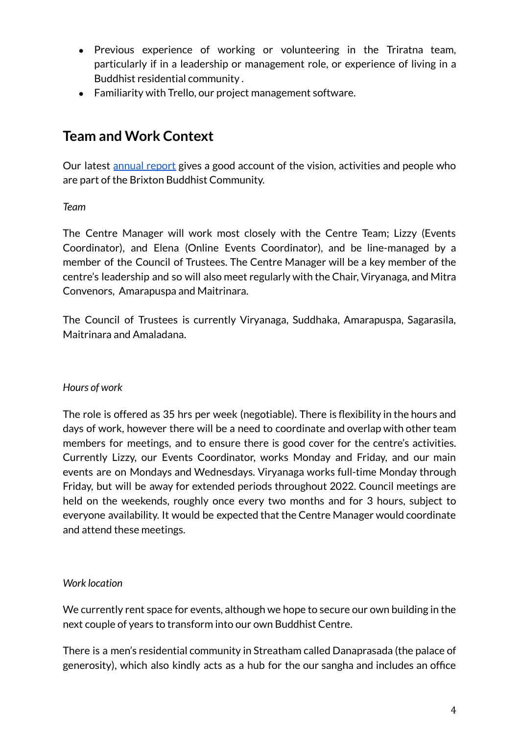- Previous experience of working or volunteering in the Triratna team, particularly if in a leadership or management role, or experience of living in a Buddhist residential community .
- Familiarity with Trello, our project management software.

## Team and Work Context

Our latest [annual report](annual report) gives a good account of the vision, activities and people who are part of the Brixton Buddhist Community.

*Team*

The Centre Manager will work most closely with the Centre Team; Lizzy (Events Coordinator), and Elena (Online Events Coordinator), and be line-managed by a member of the Council of Trustees. The Centre Manager will be a key member of the centre's leadership and so will also meet regularly with the Chair, Viryanaga, and Mitra Convenors, Amarapuspa and Maitrinara.

The Council of Trustees is currently Viryanaga, Suddhaka, Amarapuspa, Sagarasila, Maitrinara and Amaladana.

*Hours of work*

The role is offered as 35 hrs per week (negotiable). There is flexibility in the hours and days of work, however there will be a need to coordinate and overlap with other team members for meetings, and to ensure there is good cover for the centre's activities. Currently Lizzy, our Events Coordinator, works Monday and Friday, and our main events are on Mondays and Wednesdays. Viryanaga works full-time Monday through Friday, but will be away for extended periods throughout 2022. Council meetings are held on the weekends, roughly once every two months and for 3 hours, subject to everyone availability. It would be expected that the Centre Manager would coordinate and attend these meetings.

*Work location*

We currently rent space for events, although we hope to secure our own building in the next couple of years to transform into our own Buddhist Centre.

There is a men's residential community in Streatham called Danaprasada (the palace of generosity), which also kindly acts as a hub for the our sangha and includes an office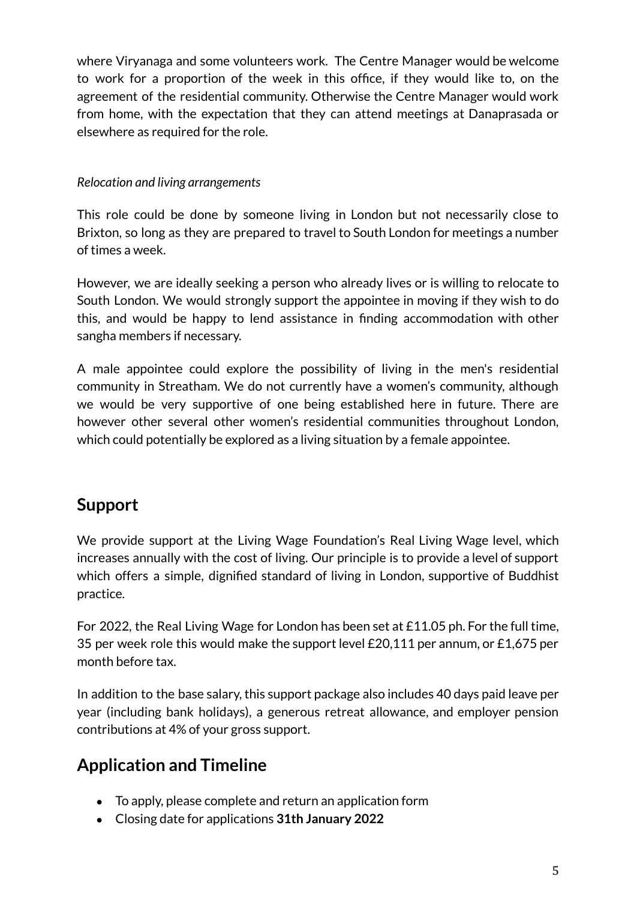where Viryanaga and some volunteers work. The Centre Manager would be welcome to work for a proportion of the week in this office, if they would like to, on the agreement of the residential community. Otherwise the Centre Manager would work from home, with the expectation that they can attend meetings at Danaprasada or elsewhere as required for the role.

*Relocation and living arrangements*

This role could be done by someone living in London but not necessarily close to Brixton, so long as they are prepared to travel to South London for meetings a number of times a week.

However, we are ideally seeking a person who already lives or is willing to relocate to South London. We would strongly support the appointee in moving if they wish to do this, and would be happy to lend assistance in finding accommodation with other sangha members if necessary.

A male appointee could explore the possibility of living in the men's residential community in Streatham. We do not currently have a women's community, although we would be very supportive of one being established here in future. There are however other several other women's residential communities throughout London, which could potentially be explored as a living situation by a female appointee.

## Support

We provide support at the Living Wage Foundation's Real Living Wage level, which increases annually with the cost of living. Our principle is to provide a level of support which offers a simple, dignified standard of living in London, supportive of Buddhist practice.

For 2022, the Real Living Wage for London has been set at £11.05 ph. For the full time, 35 per week role this would make the support level £20,111 per annum, or £1,675 per month before tax.

In addition to the base salary, this support package also includes 40 days paid leave per year (including bank holidays), a generous retreat allowance, and employer pension contributions at 4% of your gross support.

## Application and Timeline

- To apply, please complete and return an application form
- Closing date for applications **31th January 2022**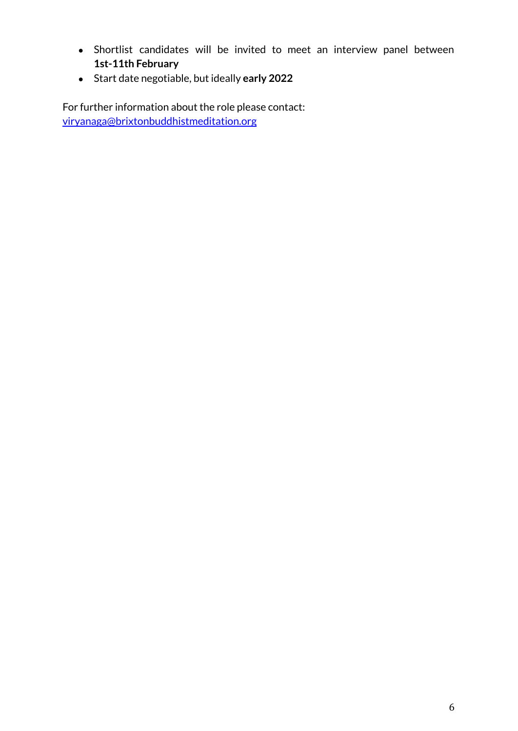- Shortlist candidates will be invited to meet an interview panel between **1st-11th February**
- Start date negotiable, but ideally **early 2022**

For further information about the role please contact:
[viryanaga@brixtonbuddhistmeditation.org](mailto:viryanaga@brixtonbuddhistmeditation.org)